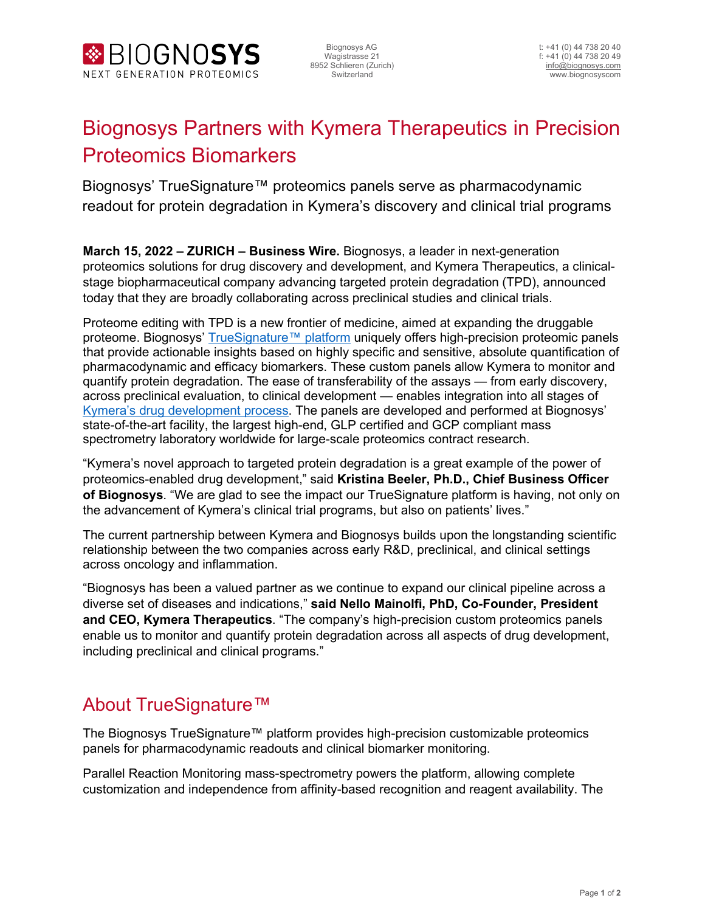BIOGNOSYS
NEXT GENERATION PROTEOMICS

Biognosys AG
Wagistrasse 21
8952 Schlieren (Zurich)
Switzerland

t: +41 (0) 44 738 20 40
f: +41 (0) 44 738 20 49
info@biognosys.com
www.biognosyscom

# Biognosys Partners with Kymera Therapeutics in Precision Proteomics Biomarkers

Biognosys' TrueSignature™ proteomics panels serve as pharmacodynamic readout for protein degradation in Kymera's discovery and clinical trial programs

**March 15, 2022 – ZURICH – Business Wire.** Biognosys, a leader in next-generation proteomics solutions for drug discovery and development, and Kymera Therapeutics, a clinical-stage biopharmaceutical company advancing targeted protein degradation (TPD), announced today that they are broadly collaborating across preclinical studies and clinical trials.

Proteome editing with TPD is a new frontier of medicine, aimed at expanding the druggable proteome. Biognosys' TrueSignature™ platform uniquely offers high-precision proteomic panels that provide actionable insights based on highly specific and sensitive, absolute quantification of pharmacodynamic and efficacy biomarkers. These custom panels allow Kymera to monitor and quantify protein degradation. The ease of transferability of the assays — from early discovery, across preclinical evaluation, to clinical development — enables integration into all stages of Kymera's drug development process. The panels are developed and performed at Biognosys' state-of-the-art facility, the largest high-end, GLP certified and GCP compliant mass spectrometry laboratory worldwide for large-scale proteomics contract research.

"Kymera's novel approach to targeted protein degradation is a great example of the power of proteomics-enabled drug development," said **Kristina Beeler, Ph.D., Chief Business Officer of Biognosys**. "We are glad to see the impact our TrueSignature platform is having, not only on the advancement of Kymera's clinical trial programs, but also on patients' lives."

The current partnership between Kymera and Biognosys builds upon the longstanding scientific relationship between the two companies across early R&D, preclinical, and clinical settings across oncology and inflammation.

"Biognosys has been a valued partner as we continue to expand our clinical pipeline across a diverse set of diseases and indications," **said Nello Mainolfi, PhD, Co-Founder, President and CEO, Kymera Therapeutics**. "The company's high-precision custom proteomics panels enable us to monitor and quantify protein degradation across all aspects of drug development, including preclinical and clinical programs."

## About TrueSignature™

The Biognosys TrueSignature™ platform provides high-precision customizable proteomics panels for pharmacodynamic readouts and clinical biomarker monitoring.

Parallel Reaction Monitoring mass-spectrometry powers the platform, allowing complete customization and independence from affinity-based recognition and reagent availability. The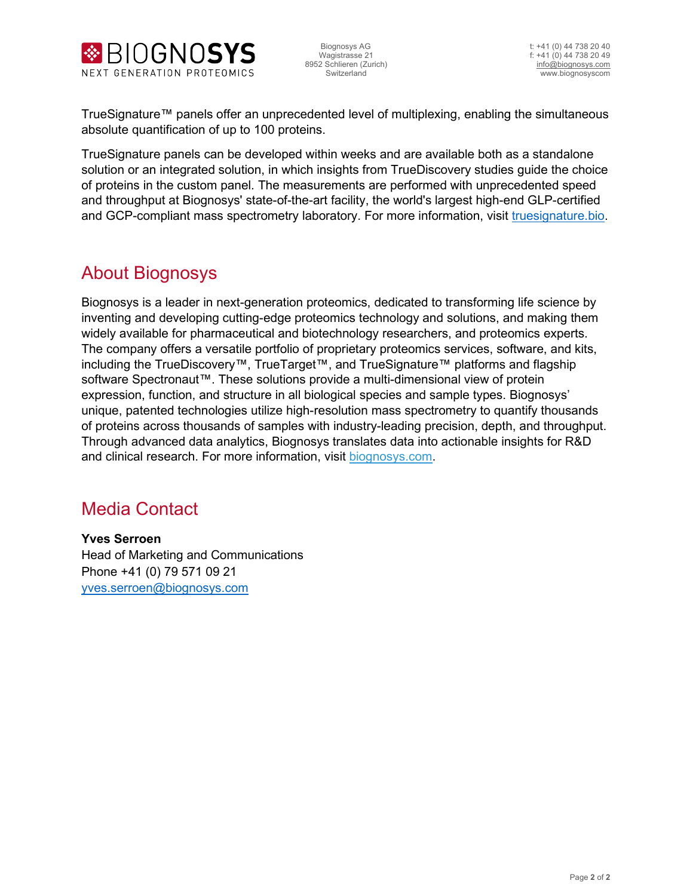TrueSignature™ panels offer an unprecedented level of multiplexing, enabling the simultaneous absolute quantification of up to 100 proteins.

TrueSignature panels can be developed within weeks and are available both as a standalone solution or an integrated solution, in which insights from TrueDiscovery studies guide the choice of proteins in the custom panel. The measurements are performed with unprecedented speed and throughput at Biognosys' state-of-the-art facility, the world's largest high-end GLP-certified and GCP-compliant mass spectrometry laboratory. For more information, visit truesignature.bio.

## About Biognosys

Biognosys is a leader in next-generation proteomics, dedicated to transforming life science by inventing and developing cutting-edge proteomics technology and solutions, and making them widely available for pharmaceutical and biotechnology researchers, and proteomics experts. The company offers a versatile portfolio of proprietary proteomics services, software, and kits, including the TrueDiscovery™, TrueTarget™, and TrueSignature™ platforms and flagship software Spectronaut™. These solutions provide a multi-dimensional view of protein expression, function, and structure in all biological species and sample types. Biognosys' unique, patented technologies utilize high-resolution mass spectrometry to quantify thousands of proteins across thousands of samples with industry-leading precision, depth, and throughput. Through advanced data analytics, Biognosys translates data into actionable insights for R&D and clinical research. For more information, visit biognosys.com.

## Media Contact

**Yves Serroen**
Head of Marketing and Communications
Phone +41 (0) 79 571 09 21
yves.serroen@biognosys.com